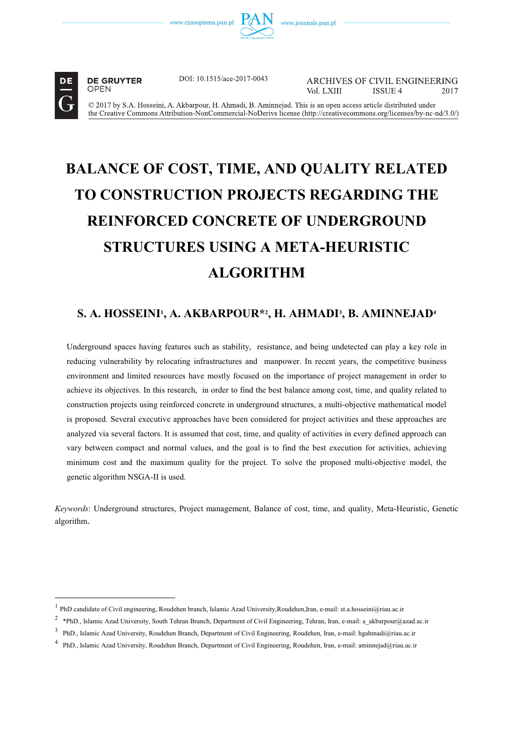DOI: 10.1515/ace-2017-0043

ARCHIVES OF CIVIL ENGINEERING
Vol. LXIII ISSUE 4 2017

© 2017 by S.A. Hosseini, A. Akbarpour, H. Ahmadi, B. Aminnejad. This is an open access article distributed under the Creative Commons Attribution-NonCommercial-NoDerivs license (http://creativecommons.org/licenses/by-nc-nd/3.0/)

# BALANCE OF COST, TIME, AND QUALITY RELATED TO CONSTRUCTION PROJECTS REGARDING THE REINFORCED CONCRETE OF UNDERGROUND STRUCTURES USING A META-HEURISTIC ALGORITHM

## S. A. HOSSEINI[1], A. AKBARPOUR*[2], H. AHMADI[3], B. AMINNEJAD[4]

Underground spaces having features such as stability, resistance, and being undetected can play a key role in reducing vulnerability by relocating infrastructures and manpower. In recent years, the competitive business environment and limited resources have mostly focused on the importance of project management in order to achieve its objectives. In this research, in order to find the best balance among cost, time, and quality related to construction projects using reinforced concrete in underground structures, a multi-objective mathematical model is proposed. Several executive approaches have been considered for project activities and these approaches are analyzed via several factors. It is assumed that cost, time, and quality of activities in every defined approach can vary between compact and normal values, and the goal is to find the best execution for activities, achieving minimum cost and the maximum quality for the project. To solve the proposed multi-objective model, the genetic algorithm NSGA-II is used.

*Keywords*: Underground structures, Project management, Balance of cost, time, and quality, Meta-Heuristic, Genetic algorithm.

---

[1] PhD candidate of Civil engineering, Roudehen branch, Islamic Azad University,Roudehen,Iran, e-mail: st.a.hosseini@riau.ac.ir

[2] *PhD., Islamic Azad University, South Tehran Branch, Department of Civil Engineering, Tehran, Iran, e-mail: a_akbarpour@azad.ac.ir

[3] PhD., Islamic Azad University, Roudehen Branch, Department of Civil Engineering, Roudehen, Iran, e-mail: hgahmadi@riau.ac.ir

[4] PhD., Islamic Azad University, Roudehen Branch, Department of Civil Engineering, Roudehen, Iran, e-mail: aminnejad@riau.ac.ir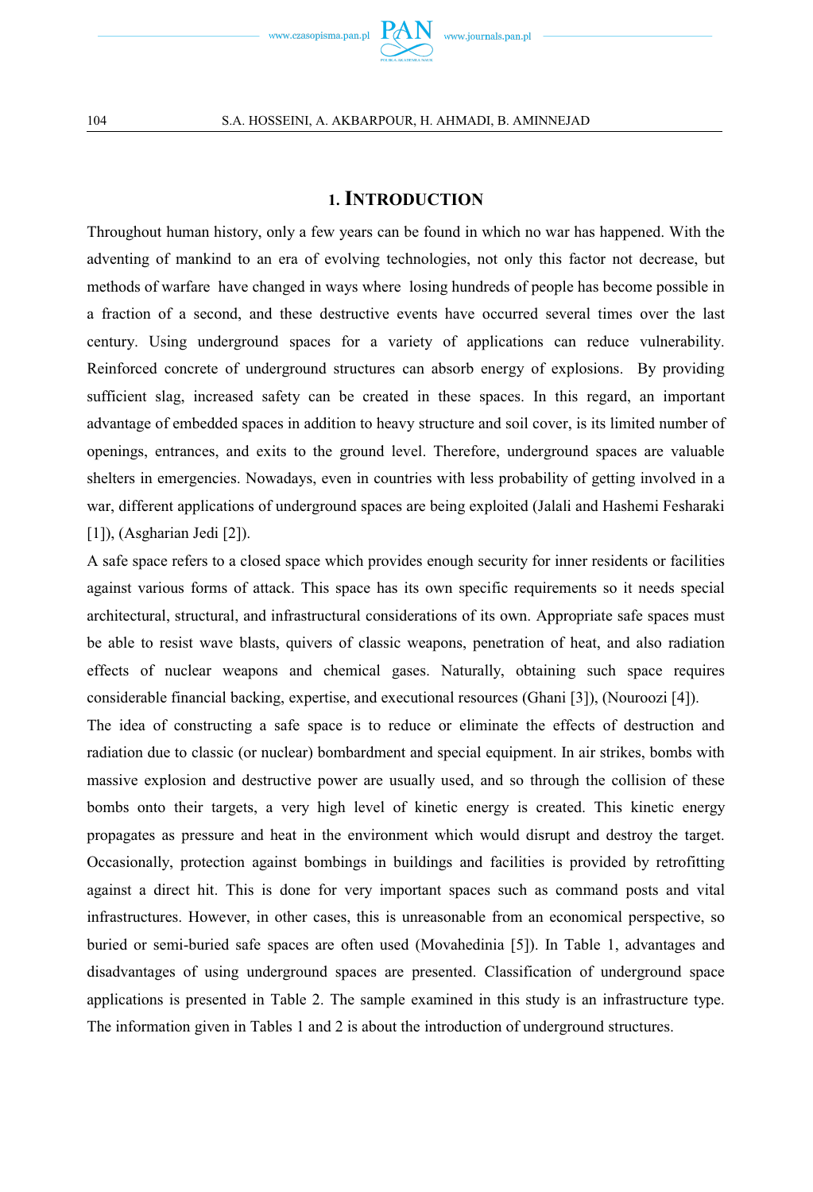## 1. Introduction

Throughout human history, only a few years can be found in which no war has happened. With the adventing of mankind to an era of evolving technologies, not only this factor not decrease, but methods of warfare have changed in ways where losing hundreds of people has become possible in a fraction of a second, and these destructive events have occurred several times over the last century. Using underground spaces for a variety of applications can reduce vulnerability. Reinforced concrete of underground structures can absorb energy of explosions. By providing sufficient slag, increased safety can be created in these spaces. In this regard, an important advantage of embedded spaces in addition to heavy structure and soil cover, is its limited number of openings, entrances, and exits to the ground level. Therefore, underground spaces are valuable shelters in emergencies. Nowadays, even in countries with less probability of getting involved in a war, different applications of underground spaces are being exploited (Jalali and Hashemi Fesharaki [1]), (Asgharian Jedi [2]).

A safe space refers to a closed space which provides enough security for inner residents or facilities against various forms of attack. This space has its own specific requirements so it needs special architectural, structural, and infrastructural considerations of its own. Appropriate safe spaces must be able to resist wave blasts, quivers of classic weapons, penetration of heat, and also radiation effects of nuclear weapons and chemical gases. Naturally, obtaining such space requires considerable financial backing, expertise, and executional resources (Ghani [3]), (Nouroozi [4]).

The idea of constructing a safe space is to reduce or eliminate the effects of destruction and radiation due to classic (or nuclear) bombardment and special equipment. In air strikes, bombs with massive explosion and destructive power are usually used, and so through the collision of these bombs onto their targets, a very high level of kinetic energy is created. This kinetic energy propagates as pressure and heat in the environment which would disrupt and destroy the target. Occasionally, protection against bombings in buildings and facilities is provided by retrofitting against a direct hit. This is done for very important spaces such as command posts and vital infrastructures. However, in other cases, this is unreasonable from an economical perspective, so buried or semi-buried safe spaces are often used (Movahedinia [5]). In Table 1, advantages and disadvantages of using underground spaces are presented. Classification of underground space applications is presented in Table 2. The sample examined in this study is an infrastructure type. The information given in Tables 1 and 2 is about the introduction of underground structures.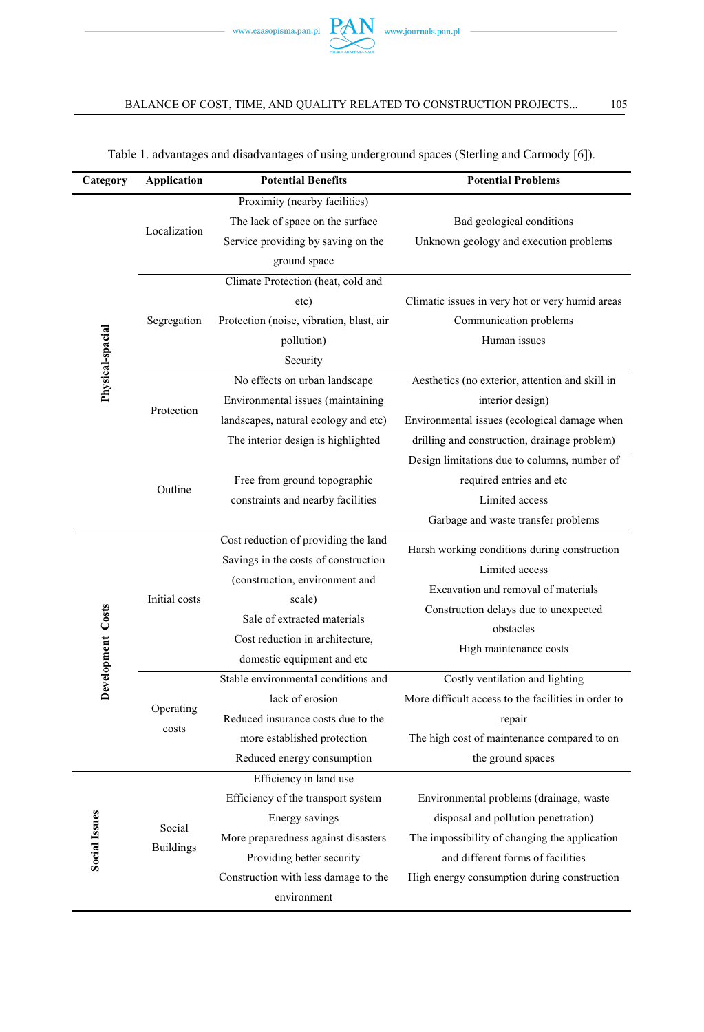Table 1. advantages and disadvantages of using underground spaces (Sterling and Carmody [6]).

| Category | Application | Potential Benefits | Potential Problems |
|---|---|---|---|
| Physical-spacial | Localization | Proximity (nearby facilities)<br>The lack of space on the surface<br>Service providing by saving on the ground space | Bad geological conditions<br>Unknown geology and execution problems |
| | Segregation | Climate Protection (heat, cold and etc)<br>Protection (noise, vibration, blast, air pollution)<br>Security | Climatic issues in very hot or very humid areas<br>Communication problems<br>Human issues |
| | Protection | No effects on urban landscape<br>Environmental issues (maintaining landscapes, natural ecology and etc)<br>The interior design is highlighted | Aesthetics (no exterior, attention and skill in interior design)<br>Environmental issues (ecological damage when drilling and construction, drainage problem) |
| | Outline | Free from ground topographic constraints and nearby facilities | Design limitations due to columns, number of required entries and etc<br>Limited access<br>Garbage and waste transfer problems |
| Development Costs | Initial costs | Cost reduction of providing the land<br>Savings in the costs of construction (construction, environment and scale)<br>Sale of extracted materials<br>Cost reduction in architecture, domestic equipment and etc | Harsh working conditions during construction<br>Limited access<br>Excavation and removal of materials<br>Construction delays due to unexpected obstacles<br>High maintenance costs |
| | Operating costs | Stable environmental conditions and lack of erosion<br>Reduced insurance costs due to the more established protection<br>Reduced energy consumption | Costly ventilation and lighting<br>More difficult access to the facilities in order to repair<br>The high cost of maintenance compared to on the ground spaces |
| Social Issues | Social Buildings | Efficiency in land use<br>Efficiency of the transport system<br>Energy savings<br>More preparedness against disasters<br>Providing better security<br>Construction with less damage to the environment | Environmental problems (drainage, waste disposal and pollution penetration)<br>The impossibility of changing the application and different forms of facilities<br>High energy consumption during construction |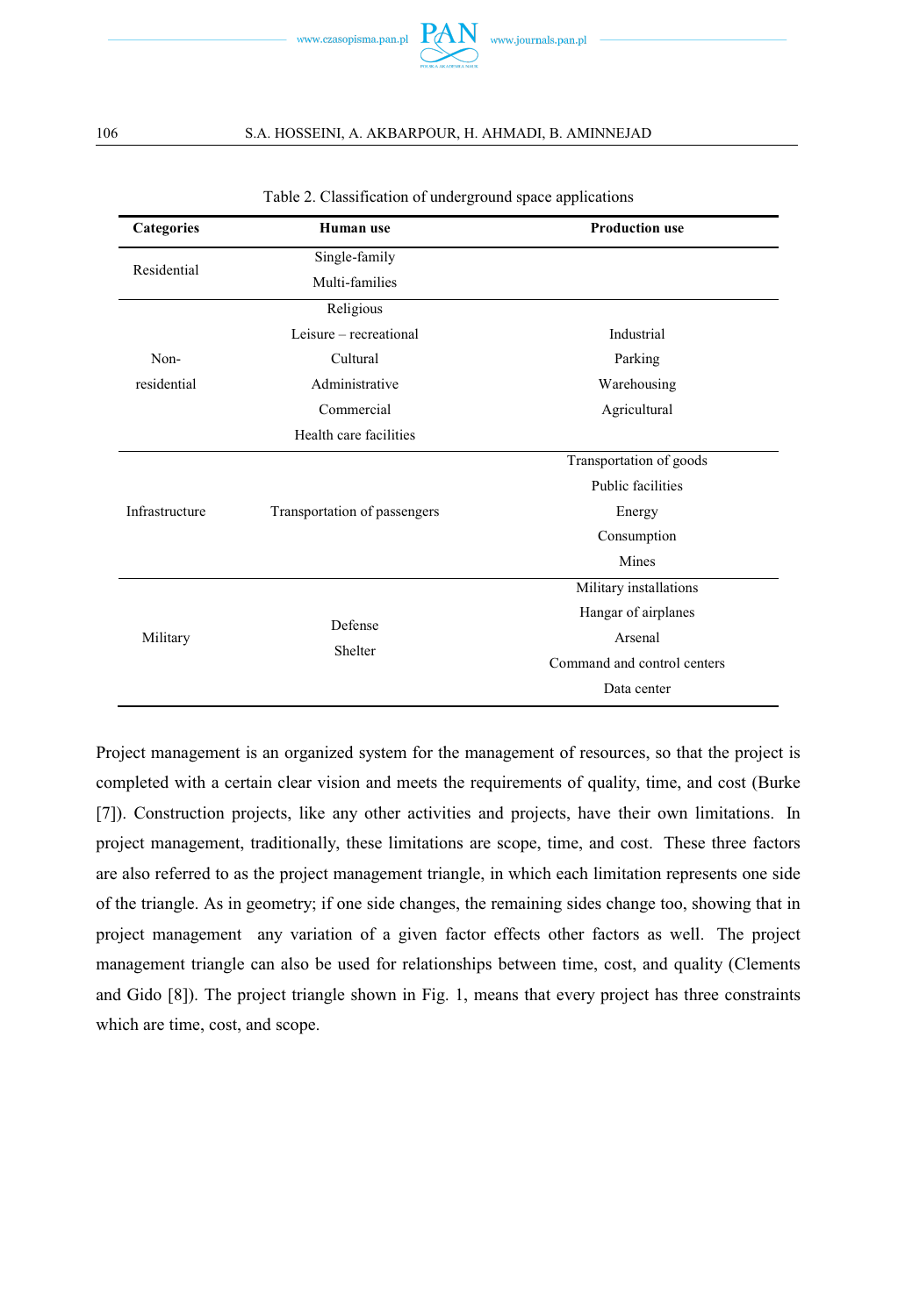Table 2. Classification of underground space applications

| Categories | Human use | Production use |
|---|---|---|
| Residential | Single-family<br>Multi-families | |
| Non-residential | Religious<br>Leisure – recreational<br>Cultural<br>Administrative<br>Commercial<br>Health care facilities | Industrial<br>Parking<br>Warehousing<br>Agricultural |
| Infrastructure | Transportation of passengers | Transportation of goods<br>Public facilities<br>Energy<br>Consumption<br>Mines |
| Military | Defense<br>Shelter | Military installations<br>Hangar of airplanes<br>Arsenal<br>Command and control centers<br>Data center |

Project management is an organized system for the management of resources, so that the project is completed with a certain clear vision and meets the requirements of quality, time, and cost (Burke [7]). Construction projects, like any other activities and projects, have their own limitations. In project management, traditionally, these limitations are scope, time, and cost. These three factors are also referred to as the project management triangle, in which each limitation represents one side of the triangle. As in geometry; if one side changes, the remaining sides change too, showing that in project management any variation of a given factor effects other factors as well. The project management triangle can also be used for relationships between time, cost, and quality (Clements and Gido [8]). The project triangle shown in Fig. 1, means that every project has three constraints which are time, cost, and scope.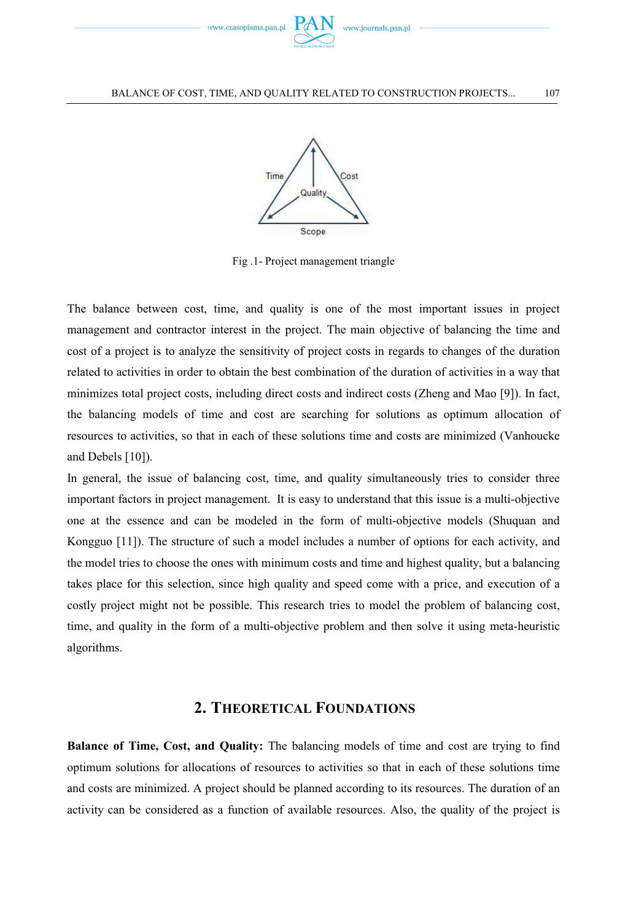Fig .1- Project management triangle

The balance between cost, time, and quality is one of the most important issues in project management and contractor interest in the project. The main objective of balancing the time and cost of a project is to analyze the sensitivity of project costs in regards to changes of the duration related to activities in order to obtain the best combination of the duration of activities in a way that minimizes total project costs, including direct costs and indirect costs (Zheng and Mao [9]). In fact, the balancing models of time and cost are searching for solutions as optimum allocation of resources to activities, so that in each of these solutions time and costs are minimized (Vanhoucke and Debels [10]).

In general, the issue of balancing cost, time, and quality simultaneously tries to consider three important factors in project management. It is easy to understand that this issue is a multi-objective one at the essence and can be modeled in the form of multi-objective models (Shuquan and Kongguo [11]). The structure of such a model includes a number of options for each activity, and the model tries to choose the ones with minimum costs and time and highest quality, but a balancing takes place for this selection, since high quality and speed come with a price, and execution of a costly project might not be possible. This research tries to model the problem of balancing cost, time, and quality in the form of a multi-objective problem and then solve it using meta-heuristic algorithms.

## 2. Theoretical Foundations

**Balance of Time, Cost, and Quality:** The balancing models of time and cost are trying to find optimum solutions for allocations of resources to activities so that in each of these solutions time and costs are minimized. A project should be planned according to its resources. The duration of an activity can be considered as a function of available resources. Also, the quality of the project is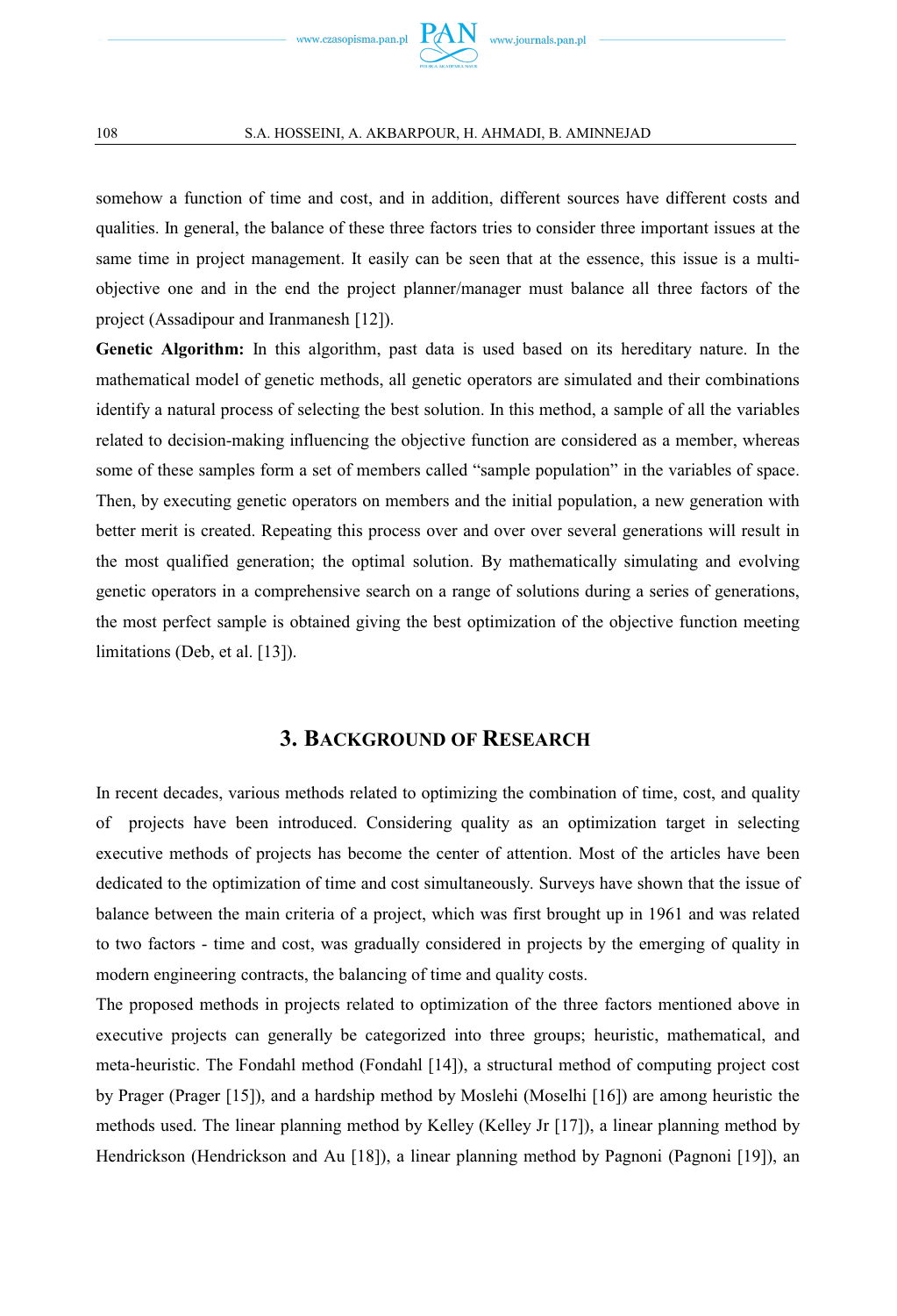somehow a function of time and cost, and in addition, different sources have different costs and qualities. In general, the balance of these three factors tries to consider three important issues at the same time in project management. It easily can be seen that at the essence, this issue is a multi-objective one and in the end the project planner/manager must balance all three factors of the project (Assadipour and Iranmanesh [12]).

**Genetic Algorithm:** In this algorithm, past data is used based on its hereditary nature. In the mathematical model of genetic methods, all genetic operators are simulated and their combinations identify a natural process of selecting the best solution. In this method, a sample of all the variables related to decision-making influencing the objective function are considered as a member, whereas some of these samples form a set of members called "sample population" in the variables of space. Then, by executing genetic operators on members and the initial population, a new generation with better merit is created. Repeating this process over and over over several generations will result in the most qualified generation; the optimal solution. By mathematically simulating and evolving genetic operators in a comprehensive search on a range of solutions during a series of generations, the most perfect sample is obtained giving the best optimization of the objective function meeting limitations (Deb, et al. [13]).

## 3. Background of Research

In recent decades, various methods related to optimizing the combination of time, cost, and quality of projects have been introduced. Considering quality as an optimization target in selecting executive methods of projects has become the center of attention. Most of the articles have been dedicated to the optimization of time and cost simultaneously. Surveys have shown that the issue of balance between the main criteria of a project, which was first brought up in 1961 and was related to two factors - time and cost, was gradually considered in projects by the emerging of quality in modern engineering contracts, the balancing of time and quality costs.

The proposed methods in projects related to optimization of the three factors mentioned above in executive projects can generally be categorized into three groups; heuristic, mathematical, and meta-heuristic. The Fondahl method (Fondahl [14]), a structural method of computing project cost by Prager (Prager [15]), and a hardship method by Moslehi (Moselhi [16]) are among heuristic the methods used. The linear planning method by Kelley (Kelley Jr [17]), a linear planning method by Hendrickson (Hendrickson and Au [18]), a linear planning method by Pagnoni (Pagnoni [19]), an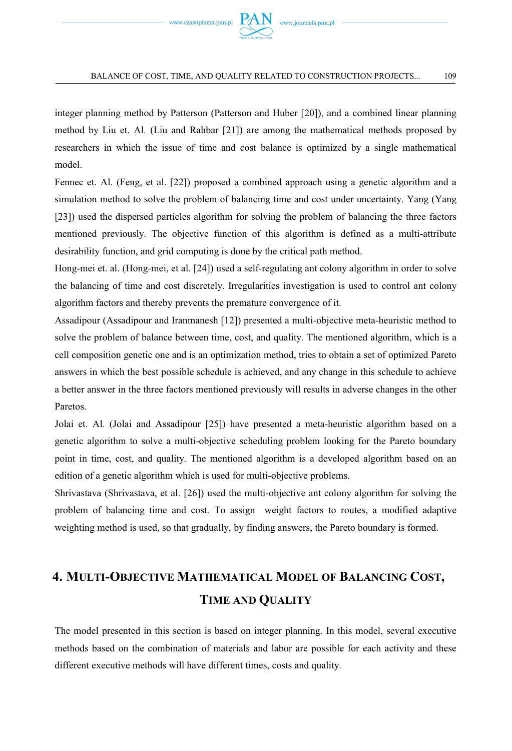integer planning method by Patterson (Patterson and Huber [20]), and a combined linear planning method by Liu et. Al. (Liu and Rahbar [21]) are among the mathematical methods proposed by researchers in which the issue of time and cost balance is optimized by a single mathematical model.

Fennec et. Al. (Feng, et al. [22]) proposed a combined approach using a genetic algorithm and a simulation method to solve the problem of balancing time and cost under uncertainty. Yang (Yang [23]) used the dispersed particles algorithm for solving the problem of balancing the three factors mentioned previously. The objective function of this algorithm is defined as a multi-attribute desirability function, and grid computing is done by the critical path method.

Hong-mei et. al. (Hong-mei, et al. [24]) used a self-regulating ant colony algorithm in order to solve the balancing of time and cost discretely. Irregularities investigation is used to control ant colony algorithm factors and thereby prevents the premature convergence of it.

Assadipour (Assadipour and Iranmanesh [12]) presented a multi-objective meta-heuristic method to solve the problem of balance between time, cost, and quality. The mentioned algorithm, which is a cell composition genetic one and is an optimization method, tries to obtain a set of optimized Pareto answers in which the best possible schedule is achieved, and any change in this schedule to achieve a better answer in the three factors mentioned previously will results in adverse changes in the other Paretos.

Jolai et. Al. (Jolai and Assadipour [25]) have presented a meta-heuristic algorithm based on a genetic algorithm to solve a multi-objective scheduling problem looking for the Pareto boundary point in time, cost, and quality. The mentioned algorithm is a developed algorithm based on an edition of a genetic algorithm which is used for multi-objective problems.

Shrivastava (Shrivastava, et al. [26]) used the multi-objective ant colony algorithm for solving the problem of balancing time and cost. To assign weight factors to routes, a modified adaptive weighting method is used, so that gradually, by finding answers, the Pareto boundary is formed.

## 4. Multi-Objective Mathematical Model of Balancing Cost, Time and Quality

The model presented in this section is based on integer planning. In this model, several executive methods based on the combination of materials and labor are possible for each activity and these different executive methods will have different times, costs and quality.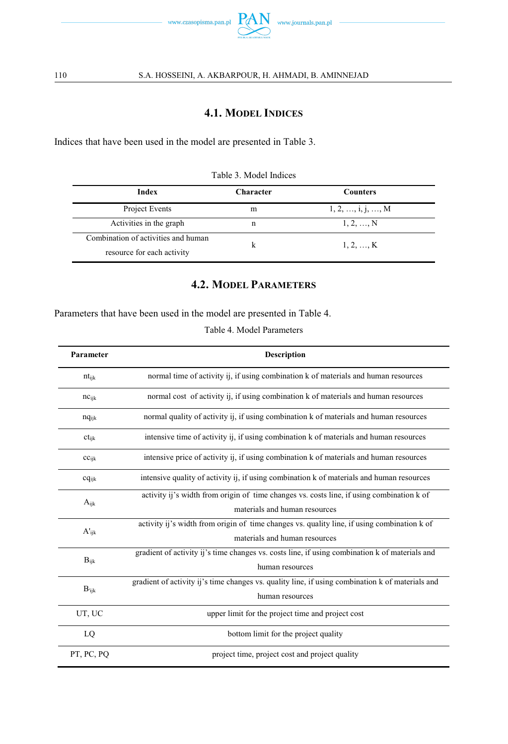### 4.1. Model Indices

Indices that have been used in the model are presented in Table 3.

Table 3. Model Indices

| Index | Character | Counters |
|---|---|---|
| Project Events | m | 1, 2, …, i, j, …, M |
| Activities in the graph | n | 1, 2, …, N |
| Combination of activities and human resource for each activity | k | 1, 2, …, K |

### 4.2. Model Parameters

Parameters that have been used in the model are presented in Table 4.

Table 4. Model Parameters

| Parameter | Description |
|---|---|
| $nt_{ijk}$ | normal time of activity ij, if using combination k of materials and human resources |
| $nc_{ijk}$ | normal cost of activity ij, if using combination k of materials and human resources |
| $nq_{ijk}$ | normal quality of activity ij, if using combination k of materials and human resources |
| $ct_{ijk}$ | intensive time of activity ij, if using combination k of materials and human resources |
| $cc_{ijk}$ | intensive price of activity ij, if using combination k of materials and human resources |
| $cq_{ijk}$ | intensive quality of activity ij, if using combination k of materials and human resources |
| $A_{ijk}$ | activity ij's width from origin of time changes vs. costs line, if using combination k of materials and human resources |
| $A'_{ijk}$ | activity ij's width from origin of time changes vs. quality line, if using combination k of materials and human resources |
| $B_{ijk}$ | gradient of activity ij's time changes vs. costs line, if using combination k of materials and human resources |
| $B'_{ijk}$ | gradient of activity ij's time changes vs. quality line, if using combination k of materials and human resources |
| UT, UC | upper limit for the project time and project cost |
| LQ | bottom limit for the project quality |
| PT, PC, PQ | project time, project cost and project quality |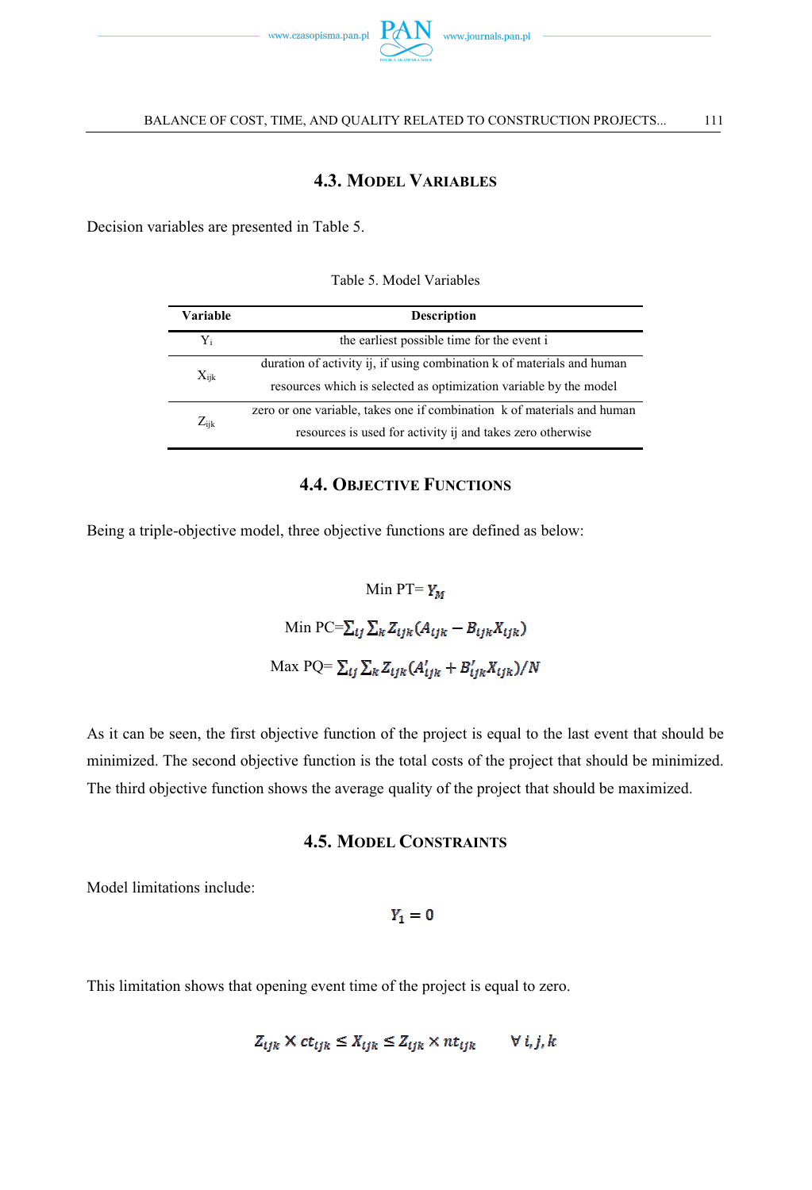### 4.3. Model Variables

Decision variables are presented in Table 5.

Table 5. Model Variables

| Variable | Description |
|---|---|
| $Y_i$ | the earliest possible time for the event i |
| $X_{ijk}$ | duration of activity ij, if using combination k of materials and human resources which is selected as optimization variable by the model |
| $Z_{ijk}$ | zero or one variable, takes one if combination k of materials and human resources is used for activity ij and takes zero otherwise |

### 4.4. Objective Functions

Being a triple-objective model, three objective functions are defined as below:

$$\text{Min PT}= Y_M$$

$$\text{Min PC}=\sum_{ij}\sum_{k} Z_{ijk}(A_{ijk} - B_{ijk}X_{ijk})$$

$$\text{Max PQ}= \sum_{ij}\sum_{k} Z_{ijk}(A'_{ijk} + B'_{ijk}X_{ijk})/N$$

As it can be seen, the first objective function of the project is equal to the last event that should be minimized. The second objective function is the total costs of the project that should be minimized. The third objective function shows the average quality of the project that should be maximized.

### 4.5. Model Constraints

Model limitations include:

$$Y_1 = 0$$

This limitation shows that opening event time of the project is equal to zero.

$$Z_{ijk} \times ct_{ijk} \leq X_{ijk} \leq Z_{ijk} \times nt_{ijk} \qquad \forall\, i, j, k$$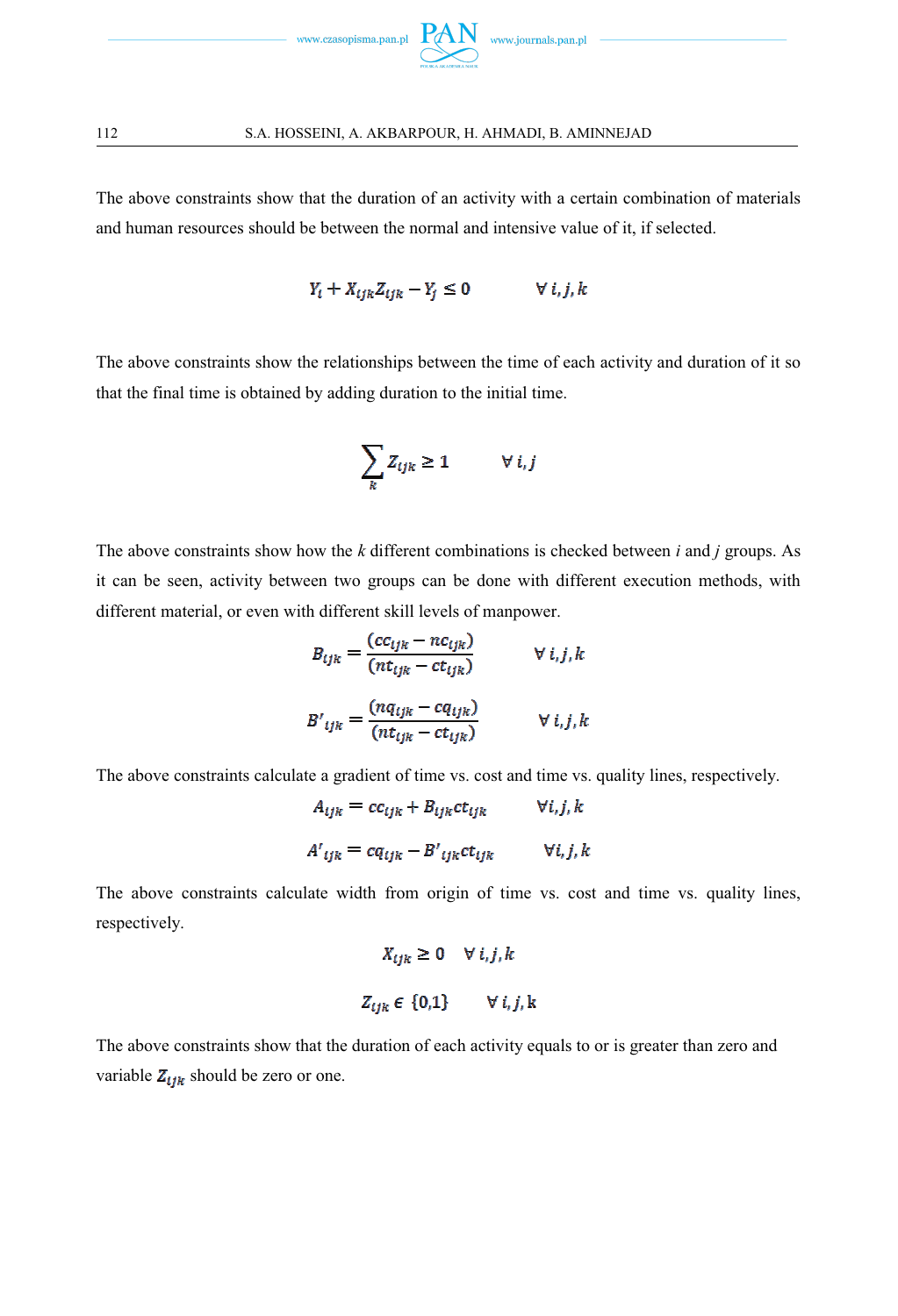The above constraints show that the duration of an activity with a certain combination of materials and human resources should be between the normal and intensive value of it, if selected.

$$Y_i + X_{ijk}Z_{ijk} - Y_j \leq 0 \qquad \forall\, i, j, k$$

The above constraints show the relationships between the time of each activity and duration of it so that the final time is obtained by adding duration to the initial time.

$$\sum_k Z_{ijk} \geq 1 \qquad \forall\, i, j$$

The above constraints show how the *k* different combinations is checked between *i* and *j* groups. As it can be seen, activity between two groups can be done with different execution methods, with different material, or even with different skill levels of manpower.

$$B_{ijk} = \frac{(cc_{ijk} - nc_{ijk})}{(nt_{ijk} - ct_{ijk})} \qquad \forall\, i, j, k$$

$$B'_{ijk} = \frac{(nq_{ijk} - cq_{ijk})}{(nt_{ijk} - ct_{ijk})} \qquad \forall\, i, j, k$$

The above constraints calculate a gradient of time vs. cost and time vs. quality lines, respectively.

$$A_{ijk} = cc_{ijk} + B_{ijk}ct_{ijk} \qquad \forall i, j, k$$

$$A'_{ijk} = cq_{ijk} - B'_{ijk}ct_{ijk} \qquad \forall i, j, k$$

The above constraints calculate width from origin of time vs. cost and time vs. quality lines, respectively.

$$X_{ijk} \geq 0 \quad \forall\, i, j, k$$

$$Z_{ijk} \in \{0,1\} \qquad \forall\, i, j, \mathrm{k}$$

The above constraints show that the duration of each activity equals to or is greater than zero and variable $Z_{ijk}$ should be zero or one.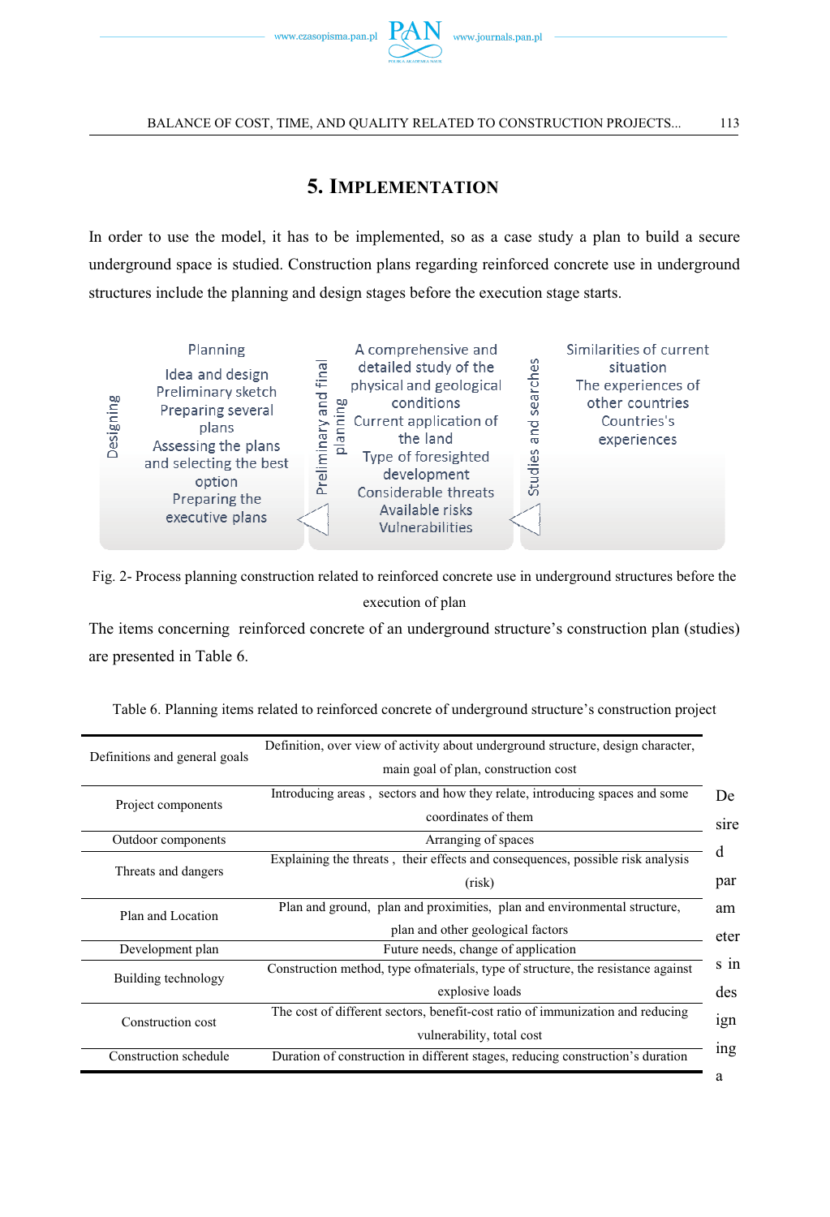## 5. Implementation

In order to use the model, it has to be implemented, so as a case study a plan to build a secure underground space is studied. Construction plans regarding reinforced concrete use in underground structures include the planning and design stages before the execution stage starts.

| Designing | Preliminary and final planning | Studies and searches |
|---|---|---|
| Planning<br>Idea and design<br>Preliminary sketch<br>Preparing several plans<br>Assessing the plans and selecting the best option<br>Preparing the executive plans | A comprehensive and detailed study of the physical and geological conditions<br>Current application of the land<br>Type of foresighted development<br>Considerable threats<br>Available risks<br>Vulnerabilities | Similarities of current situation<br>The experiences of other countries<br>Countries's experiences |

Fig. 2- Process planning construction related to reinforced concrete use in underground structures before the execution of plan

The items concerning reinforced concrete of an underground structure's construction plan (studies) are presented in Table 6.

Table 6. Planning items related to reinforced concrete of underground structure's construction project

| | |
|---|---|
| Definitions and general goals | Definition, over view of activity about underground structure, design character, main goal of plan, construction cost |
| Project components | Introducing areas , sectors and how they relate, introducing spaces and some coordinates of them |
| Outdoor components | Arranging of spaces |
| Threats and dangers | Explaining the threats , their effects and consequences, possible risk analysis (risk) |
| Plan and Location | Plan and ground, plan and proximities, plan and environmental structure, plan and other geological factors |
| Development plan | Future needs, change of application |
| Building technology | Construction method, type ofmaterials, type of structure, the resistance against explosive loads |
| Construction cost | The cost of different sectors, benefit-cost ratio of immunization and reducing vulnerability, total cost |
| Construction schedule | Duration of construction in different stages, reducing construction's duration |

Desired parameters in designing a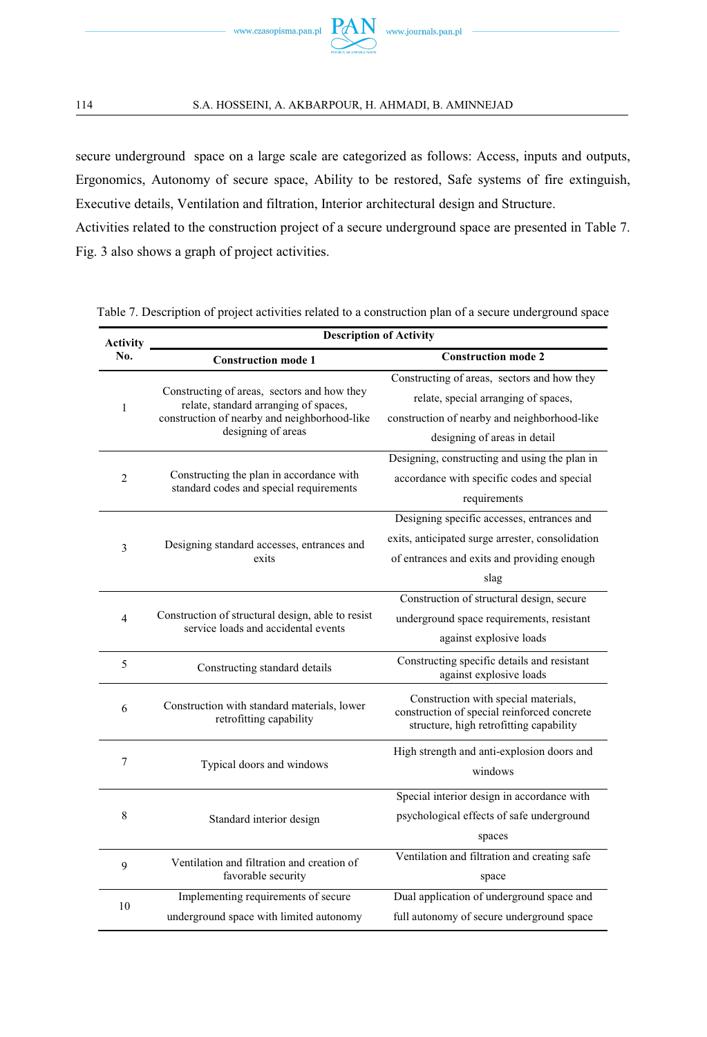secure underground space on a large scale are categorized as follows: Access, inputs and outputs, Ergonomics, Autonomy of secure space, Ability to be restored, Safe systems of fire extinguish, Executive details, Ventilation and filtration, Interior architectural design and Structure.

Activities related to the construction project of a secure underground space are presented in Table 7. Fig. 3 also shows a graph of project activities.

Table 7. Description of project activities related to a construction plan of a secure underground space

| Activity No. | Description of Activity | |
|---|---|---|
| | **Construction mode 1** | **Construction mode 2** |
| 1 | Constructing of areas, sectors and how they relate, standard arranging of spaces, construction of nearby and neighborhood-like designing of areas | Constructing of areas, sectors and how they relate, special arranging of spaces, construction of nearby and neighborhood-like designing of areas in detail |
| 2 | Constructing the plan in accordance with standard codes and special requirements | Designing, constructing and using the plan in accordance with specific codes and special requirements |
| 3 | Designing standard accesses, entrances and exits | Designing specific accesses, entrances and exits, anticipated surge arrester, consolidation of entrances and exits and providing enough slag |
| 4 | Construction of structural design, able to resist service loads and accidental events | Construction of structural design, secure underground space requirements, resistant against explosive loads |
| 5 | Constructing standard details | Constructing specific details and resistant against explosive loads |
| 6 | Construction with standard materials, lower retrofitting capability | Construction with special materials, construction of special reinforced concrete structure, high retrofitting capability |
| 7 | Typical doors and windows | High strength and anti-explosion doors and windows |
| 8 | Standard interior design | Special interior design in accordance with psychological effects of safe underground spaces |
| 9 | Ventilation and filtration and creation of favorable security | Ventilation and filtration and creating safe space |
| 10 | Implementing requirements of secure underground space with limited autonomy | Dual application of underground space and full autonomy of secure underground space |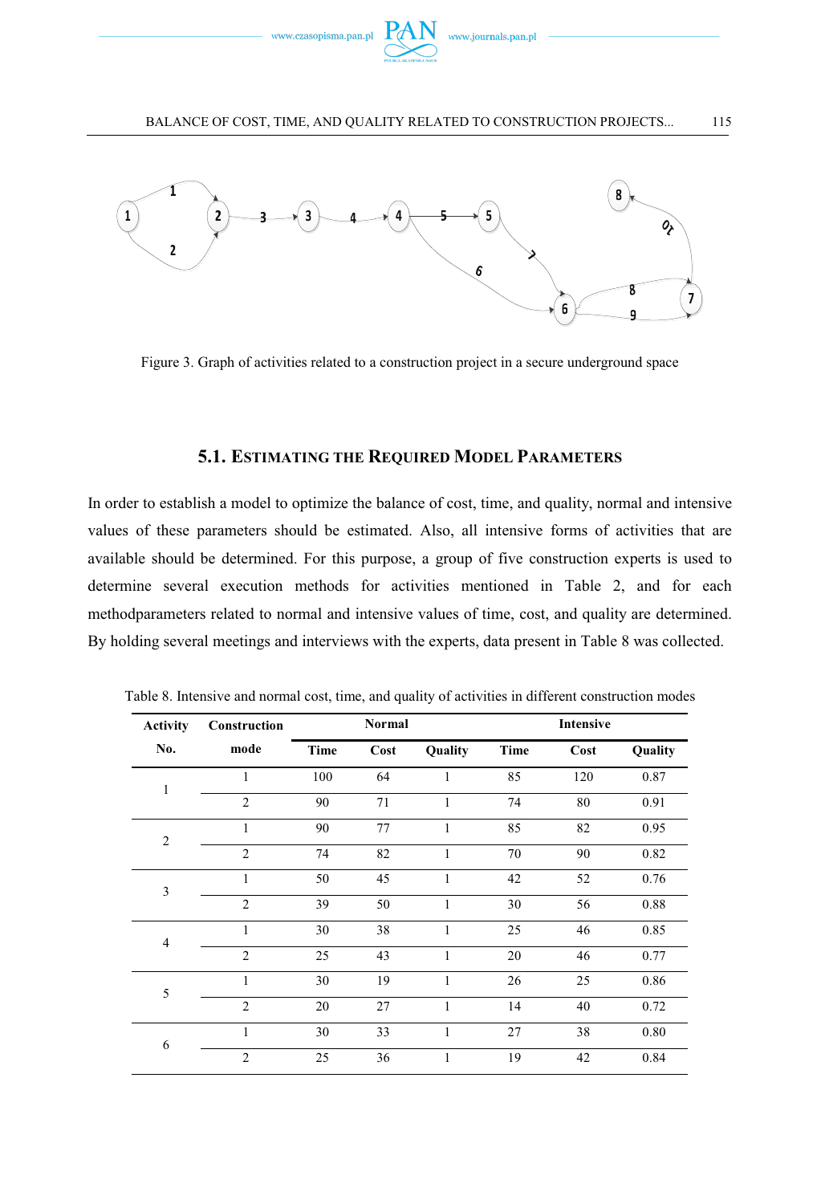Figure 3. Graph of activities related to a construction project in a secure underground space

### 5.1. Estimating the Required Model Parameters

In order to establish a model to optimize the balance of cost, time, and quality, normal and intensive values of these parameters should be estimated. Also, all intensive forms of activities that are available should be determined. For this purpose, a group of five construction experts is used to determine several execution methods for activities mentioned in Table 2, and for each methodparameters related to normal and intensive values of time, cost, and quality are determined. By holding several meetings and interviews with the experts, data present in Table 8 was collected.

Table 8. Intensive and normal cost, time, and quality of activities in different construction modes

| Activity No. | Construction mode | Normal | | | Intensive | | |
|---|---|---|---|---|---|---|---|
| | | Time | Cost | Quality | Time | Cost | Quality |
| 1 | 1 | 100 | 64 | 1 | 85 | 120 | 0.87 |
| | 2 | 90 | 71 | 1 | 74 | 80 | 0.91 |
| 2 | 1 | 90 | 77 | 1 | 85 | 82 | 0.95 |
| | 2 | 74 | 82 | 1 | 70 | 90 | 0.82 |
| 3 | 1 | 50 | 45 | 1 | 42 | 52 | 0.76 |
| | 2 | 39 | 50 | 1 | 30 | 56 | 0.88 |
| 4 | 1 | 30 | 38 | 1 | 25 | 46 | 0.85 |
| | 2 | 25 | 43 | 1 | 20 | 46 | 0.77 |
| 5 | 1 | 30 | 19 | 1 | 26 | 25 | 0.86 |
| | 2 | 20 | 27 | 1 | 14 | 40 | 0.72 |
| 6 | 1 | 30 | 33 | 1 | 27 | 38 | 0.80 |
| | 2 | 25 | 36 | 1 | 19 | 42 | 0.84 |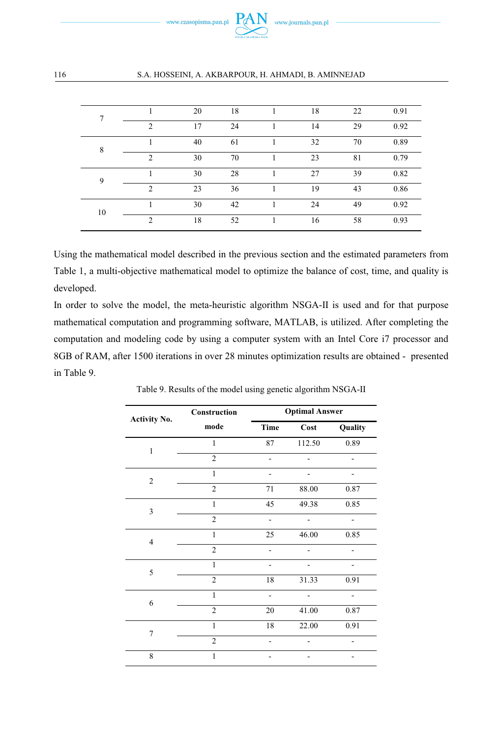| | | | | | | | |
|---|---|---|---|---|---|---|---|
| 7 | 1 | 20 | 18 | 1 | 18 | 22 | 0.91 |
| | 2 | 17 | 24 | 1 | 14 | 29 | 0.92 |
| 8 | 1 | 40 | 61 | 1 | 32 | 70 | 0.89 |
| | 2 | 30 | 70 | 1 | 23 | 81 | 0.79 |
| 9 | 1 | 30 | 28 | 1 | 27 | 39 | 0.82 |
| | 2 | 23 | 36 | 1 | 19 | 43 | 0.86 |
| 10 | 1 | 30 | 42 | 1 | 24 | 49 | 0.92 |
| | 2 | 18 | 52 | 1 | 16 | 58 | 0.93 |

Using the mathematical model described in the previous section and the estimated parameters from Table 1, a multi-objective mathematical model to optimize the balance of cost, time, and quality is developed.

In order to solve the model, the meta-heuristic algorithm NSGA-II is used and for that purpose mathematical computation and programming software, MATLAB, is utilized. After completing the computation and modeling code by using a computer system with an Intel Core i7 processor and 8GB of RAM, after 1500 iterations in over 28 minutes optimization results are obtained - presented in Table 9.

Table 9. Results of the model using genetic algorithm NSGA-II

| Activity No. | Construction mode | Optimal Answer | | |
|---|---|---|---|---|
| | | Time | Cost | Quality |
| 1 | 1 | 87 | 112.50 | 0.89 |
| | 2 | - | - | - |
| 2 | 1 | - | - | - |
| | 2 | 71 | 88.00 | 0.87 |
| 3 | 1 | 45 | 49.38 | 0.85 |
| | 2 | - | - | - |
| 4 | 1 | 25 | 46.00 | 0.85 |
| | 2 | - | - | - |
| 5 | 1 | - | - | - |
| | 2 | 18 | 31.33 | 0.91 |
| 6 | 1 | - | - | - |
| | 2 | 20 | 41.00 | 0.87 |
| 7 | 1 | 18 | 22.00 | 0.91 |
| | 2 | - | - | - |
| 8 | 1 | - | - | - |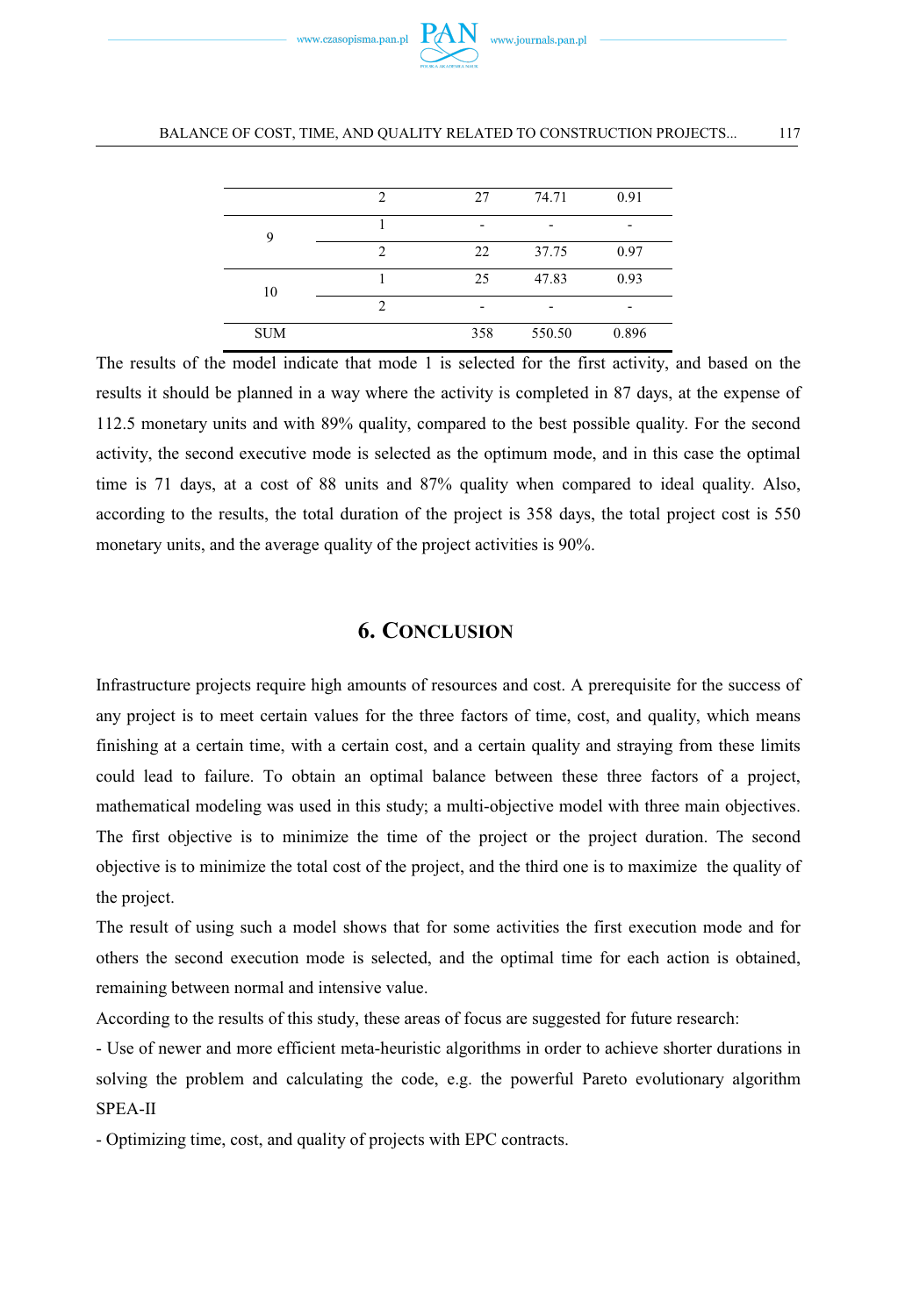| | 2 | 27 | 74.71 | 0.91 |
|---|---|---|---|---|
| 9 | 1 | - | - | - |
| | 2 | 22 | 37.75 | 0.97 |
| 10 | 1 | 25 | 47.83 | 0.93 |
| | 2 | - | - | - |
| SUM | | 358 | 550.50 | 0.896 |

The results of the model indicate that mode 1 is selected for the first activity, and based on the results it should be planned in a way where the activity is completed in 87 days, at the expense of 112.5 monetary units and with 89% quality, compared to the best possible quality. For the second activity, the second executive mode is selected as the optimum mode, and in this case the optimal time is 71 days, at a cost of 88 units and 87% quality when compared to ideal quality. Also, according to the results, the total duration of the project is 358 days, the total project cost is 550 monetary units, and the average quality of the project activities is 90%.

## 6. Conclusion

Infrastructure projects require high amounts of resources and cost. A prerequisite for the success of any project is to meet certain values for the three factors of time, cost, and quality, which means finishing at a certain time, with a certain cost, and a certain quality and straying from these limits could lead to failure. To obtain an optimal balance between these three factors of a project, mathematical modeling was used in this study; a multi-objective model with three main objectives. The first objective is to minimize the time of the project or the project duration. The second objective is to minimize the total cost of the project, and the third one is to maximize the quality of the project.

The result of using such a model shows that for some activities the first execution mode and for others the second execution mode is selected, and the optimal time for each action is obtained, remaining between normal and intensive value.

According to the results of this study, these areas of focus are suggested for future research:

- Use of newer and more efficient meta-heuristic algorithms in order to achieve shorter durations in solving the problem and calculating the code, e.g. the powerful Pareto evolutionary algorithm SPEA-II

- Optimizing time, cost, and quality of projects with EPC contracts.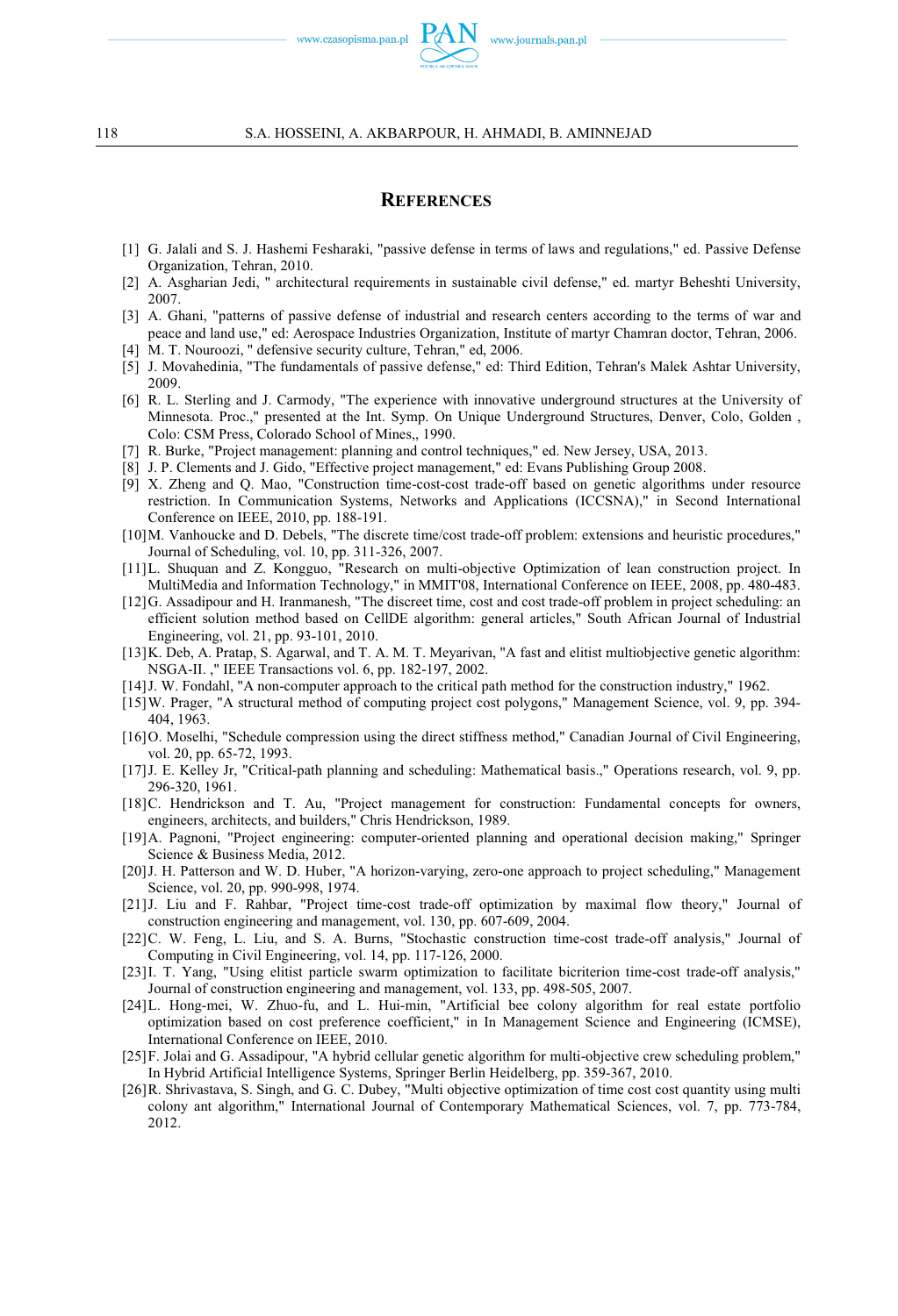## REFERENCES

[1] G. Jalali and S. J. Hashemi Fesharaki, "passive defense in terms of laws and regulations," ed. Passive Defense Organization, Tehran, 2010.

[2] A. Asgharian Jedi, " architectural requirements in sustainable civil defense," ed. martyr Beheshti University, 2007.

[3] A. Ghani, "patterns of passive defense of industrial and research centers according to the terms of war and peace and land use," ed: Aerospace Industries Organization, Institute of martyr Chamran doctor, Tehran, 2006.

[4] M. T. Nouroozi, " defensive security culture, Tehran," ed, 2006.

[5] J. Movahedinia, "The fundamentals of passive defense," ed: Third Edition, Tehran's Malek Ashtar University, 2009.

[6] R. L. Sterling and J. Carmody, "The experience with innovative underground structures at the University of Minnesota. Proc.," presented at the Int. Symp. On Unique Underground Structures, Denver, Colo, Golden , Colo: CSM Press, Colorado School of Mines,, 1990.

[7] R. Burke, "Project management: planning and control techniques," ed. New Jersey, USA, 2013.

[8] J. P. Clements and J. Gido, "Effective project management," ed: Evans Publishing Group 2008.

[9] X. Zheng and Q. Mao, "Construction time-cost-cost trade-off based on genetic algorithms under resource restriction. In Communication Systems, Networks and Applications (ICCSNA)," in Second International Conference on IEEE, 2010, pp. 188-191.

[10] M. Vanhoucke and D. Debels, "The discrete time/cost trade-off problem: extensions and heuristic procedures," Journal of Scheduling, vol. 10, pp. 311-326, 2007.

[11] L. Shuquan and Z. Kongguo, "Research on multi-objective Optimization of lean construction project. In MultiMedia and Information Technology," in MMIT'08, International Conference on IEEE, 2008, pp. 480-483.

[12] G. Assadipour and H. Iranmanesh, "The discreet time, cost and cost trade-off problem in project scheduling: an efficient solution method based on CellDE algorithm: general articles," South African Journal of Industrial Engineering, vol. 21, pp. 93-101, 2010.

[13] K. Deb, A. Pratap, S. Agarwal, and T. A. M. T. Meyarivan, "A fast and elitist multiobjective genetic algorithm: NSGA-II. ," IEEE Transactions vol. 6, pp. 182-197, 2002.

[14] J. W. Fondahl, "A non-computer approach to the critical path method for the construction industry," 1962.

[15] W. Prager, "A structural method of computing project cost polygons," Management Science, vol. 9, pp. 394-404, 1963.

[16] O. Moselhi, "Schedule compression using the direct stiffness method," Canadian Journal of Civil Engineering, vol. 20, pp. 65-72, 1993.

[17] J. E. Kelley Jr, "Critical-path planning and scheduling: Mathematical basis.," Operations research, vol. 9, pp. 296-320, 1961.

[18] C. Hendrickson and T. Au, "Project management for construction: Fundamental concepts for owners, engineers, architects, and builders," Chris Hendrickson, 1989.

[19] A. Pagnoni, "Project engineering: computer-oriented planning and operational decision making," Springer Science & Business Media, 2012.

[20] J. H. Patterson and W. D. Huber, "A horizon-varying, zero-one approach to project scheduling," Management Science, vol. 20, pp. 990-998, 1974.

[21] J. Liu and F. Rahbar, "Project time-cost trade-off optimization by maximal flow theory," Journal of construction engineering and management, vol. 130, pp. 607-609, 2004.

[22] C. W. Feng, L. Liu, and S. A. Burns, "Stochastic construction time-cost trade-off analysis," Journal of Computing in Civil Engineering, vol. 14, pp. 117-126, 2000.

[23] I. T. Yang, "Using elitist particle swarm optimization to facilitate bicriterion time-cost trade-off analysis," Journal of construction engineering and management, vol. 133, pp. 498-505, 2007.

[24] L. Hong-mei, W. Zhuo-fu, and L. Hui-min, "Artificial bee colony algorithm for real estate portfolio optimization based on cost preference coefficient," in In Management Science and Engineering (ICMSE), International Conference on IEEE, 2010.

[25] F. Jolai and G. Assadipour, "A hybrid cellular genetic algorithm for multi-objective crew scheduling problem," In Hybrid Artificial Intelligence Systems, Springer Berlin Heidelberg, pp. 359-367, 2010.

[26] R. Shrivastava, S. Singh, and G. C. Dubey, "Multi objective optimization of time cost cost quantity using multi colony ant algorithm," International Journal of Contemporary Mathematical Sciences, vol. 7, pp. 773-784, 2012.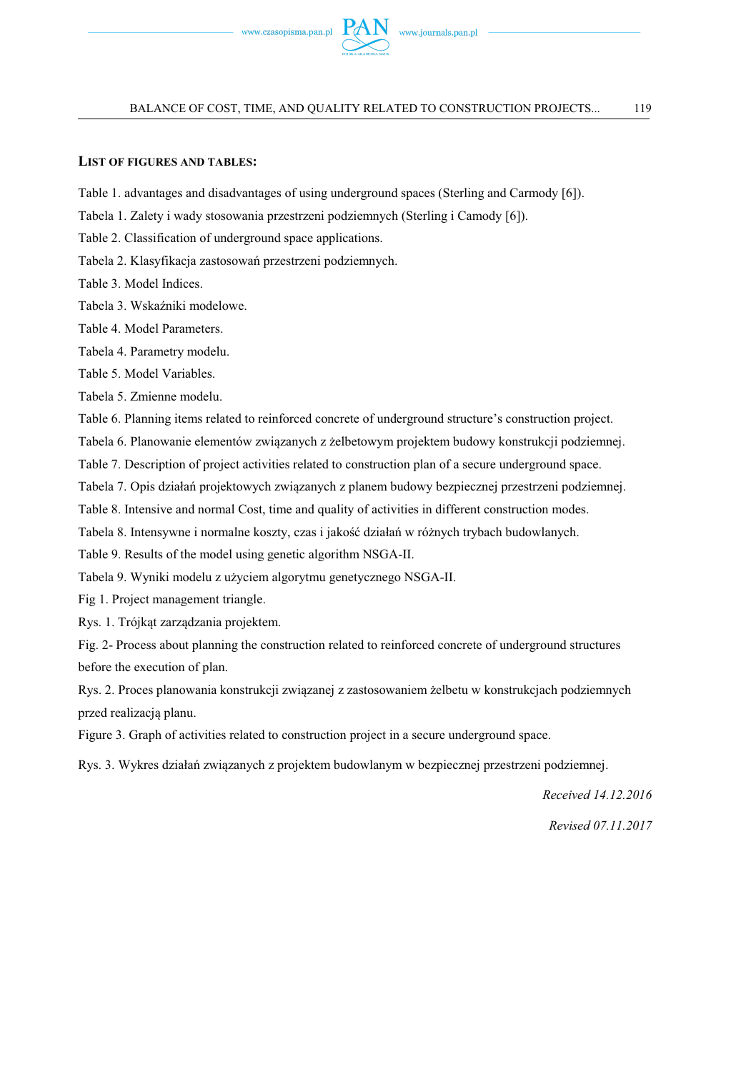## LIST OF FIGURES AND TABLES:

Table 1. advantages and disadvantages of using underground spaces (Sterling and Carmody [6]).

Tabela 1. Zalety i wady stosowania przestrzeni podziemnych (Sterling i Camody [6]).

Table 2. Classification of underground space applications.

Tabela 2. Klasyfikacja zastosowań przestrzeni podziemnych.

Table 3. Model Indices.

Tabela 3. Wskaźniki modelowe.

Table 4. Model Parameters.

Tabela 4. Parametry modelu.

Table 5. Model Variables.

Tabela 5. Zmienne modelu.

Table 6. Planning items related to reinforced concrete of underground structure's construction project.

Tabela 6. Planowanie elementów związanych z żelbetowym projektem budowy konstrukcji podziemnej.

Table 7. Description of project activities related to construction plan of a secure underground space.

Tabela 7. Opis działań projektowych związanych z planem budowy bezpiecznej przestrzeni podziemnej.

Table 8. Intensive and normal Cost, time and quality of activities in different construction modes.

Tabela 8. Intensywne i normalne koszty, czas i jakość działań w różnych trybach budowlanych.

Table 9. Results of the model using genetic algorithm NSGA-II.

Tabela 9. Wyniki modelu z użyciem algorytmu genetycznego NSGA-II.

Fig 1. Project management triangle.

Rys. 1. Trójkąt zarządzania projektem.

Fig. 2- Process about planning the construction related to reinforced concrete of underground structures before the execution of plan.

Rys. 2. Proces planowania konstrukcji związanej z zastosowaniem żelbetu w konstrukcjach podziemnych przed realizacją planu.

Figure 3. Graph of activities related to construction project in a secure underground space.

Rys. 3. Wykres działań związanych z projektem budowlanym w bezpiecznej przestrzeni podziemnej.

*Received 14.12.2016*

*Revised 07.11.2017*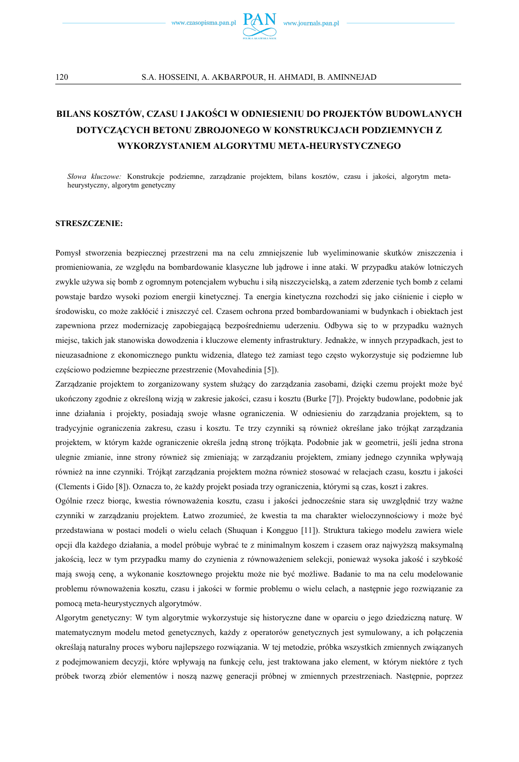# BILANS KOSZTÓW, CZASU I JAKOŚCI W ODNIESIENIU DO PROJEKTÓW BUDOWLANYCH DOTYCZĄCYCH BETONU ZBROJONEGO W KONSTRUKCJACH PODZIEMNYCH Z WYKORZYSTANIEM ALGORYTMU META-HEURYSTYCZNEGO

*Słowa kluczowe:* Konstrukcje podziemne, zarządzanie projektem, bilans kosztów, czasu i jakości, algorytm meta-heurystyczny, algorytm genetyczny

**STRESZCZENIE:**

Pomysł stworzenia bezpiecznej przestrzeni ma na celu zmniejszenie lub wyeliminowanie skutków zniszczenia i promieniowania, ze względu na bombardowanie klasyczne lub jądrowe i inne ataki. W przypadku ataków lotniczych zwykle używa się bomb z ogromnym potencjałem wybuchu i siłą niszczycielską, a zatem zderzenie tych bomb z celami powstaje bardzo wysoki poziom energii kinetycznej. Ta energia kinetyczna rozchodzi się jako ciśnienie i ciepło w środowisku, co może zakłócić i zniszczyć cel. Czasem ochrona przed bombardowaniami w budynkach i obiektach jest zapewniona przez modernizację zapobiegającą bezpośredniemu uderzeniu. Odbywa się to w przypadku ważnych miejsc, takich jak stanowiska dowodzenia i kluczowe elementy infrastruktury. Jednakże, w innych przypadkach, jest to nieuzasadnione z ekonomicznego punktu widzenia, dlatego też zamiast tego często wykorzystuje się podziemne lub częściowo podziemne bezpieczne przestrzenie (Movahedinia [5]).

Zarządzanie projektem to zorganizowany system służący do zarządzania zasobami, dzięki czemu projekt może być ukończony zgodnie z określoną wizją w zakresie jakości, czasu i kosztu (Burke [7]). Projekty budowlane, podobnie jak inne działania i projekty, posiadają swoje własne ograniczenia. W odniesieniu do zarządzania projektem, są to tradycyjnie ograniczenia zakresu, czasu i kosztu. Te trzy czynniki są również określane jako trójkąt zarządzania projektem, w którym każde ograniczenie określa jedną stronę trójkąta. Podobnie jak w geometrii, jeśli jedna strona ulegnie zmianie, inne strony również się zmieniają; w zarządzaniu projektem, zmiany jednego czynnika wpływają również na inne czynniki. Trójkąt zarządzania projektem można również stosować w relacjach czasu, kosztu i jakości (Clements i Gido [8]). Oznacza to, że każdy projekt posiada trzy ograniczenia, którymi są czas, koszt i zakres.

Ogólnie rzecz biorąc, kwestia równoważenia kosztu, czasu i jakości jednocześnie stara się uwzględnić trzy ważne czynniki w zarządzaniu projektem. Łatwo zrozumieć, że kwestia ta ma charakter wieloczynnościowy i może być przedstawiana w postaci modeli o wielu celach (Shuquan i Kongguo [11]). Struktura takiego modelu zawiera wiele opcji dla każdego działania, a model próbuje wybrać te z minimalnym kosztem i czasem oraz najwyższą maksymalną jakością, lecz w tym przypadku mamy do czynienia z równoważeniem selekcji, ponieważ wysoka jakość i szybkość mają swoją cenę, a wykonanie kosztownego projektu może nie być możliwe. Badanie to ma na celu modelowanie problemu równoważenia kosztu, czasu i jakości w formie problemu o wielu celach, a następnie jego rozwiązanie za pomocą meta-heurystycznych algorytmów.

Algorytm genetyczny: W tym algorytmie wykorzystuje się historyczne dane w oparciu o jego dziedziczną naturę. W matematycznym modelu metod genetycznych, każdy z operatorów genetycznych jest symulowany, a ich połączenia określają naturalny proces wyboru najlepszego rozwiązania. W tej metodzie, próbka wszystkich zmiennych związanych z podejmowaniem decyzji, które wpływają na funkcję celu, jest traktowana jako element, w którym niektóre z tych próbek tworzą zbiór elementów i noszą nazwę generacji próbnej w zmiennych przestrzeniach. Następnie, poprzez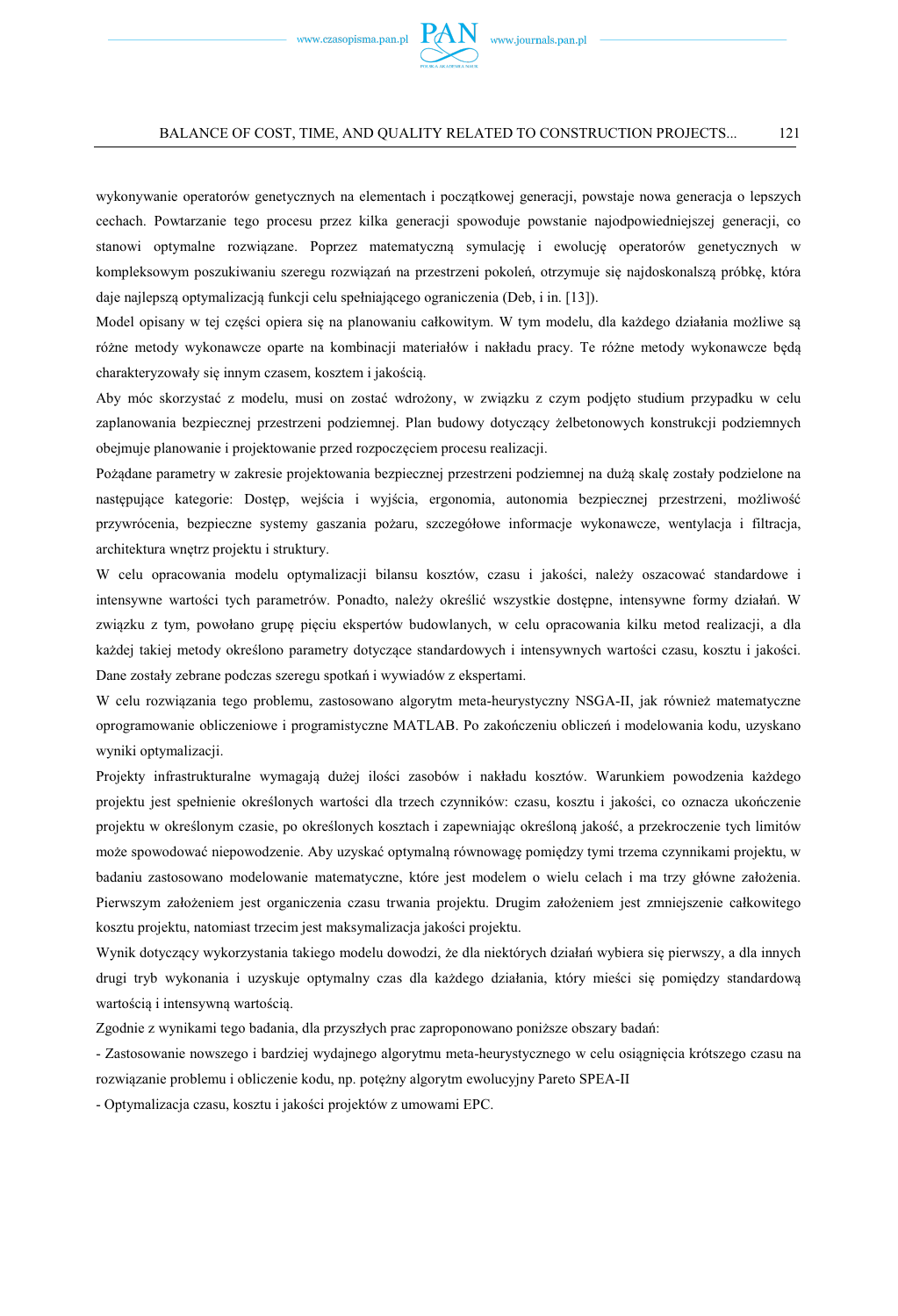wykonywanie operatorów genetycznych na elementach i początkowej generacji, powstaje nowa generacja o lepszych cechach. Powtarzanie tego procesu przez kilka generacji spowoduje powstanie najodpowiedniejszej generacji, co stanowi optymalne rozwiązane. Poprzez matematyczną symulację i ewolucję operatorów genetycznych w kompleksowym poszukiwaniu szeregu rozwiązań na przestrzeni pokoleń, otrzymuje się najdoskonalszą próbkę, która daje najlepszą optymalizacją funkcji celu spełniającego ograniczenia (Deb, i in. [13]).

Model opisany w tej części opiera się na planowaniu całkowitym. W tym modelu, dla każdego działania możliwe są różne metody wykonawcze oparte na kombinacji materiałów i nakładu pracy. Te różne metody wykonawcze będą charakteryzowały się innym czasem, kosztem i jakością.

Aby móc skorzystać z modelu, musi on zostać wdrożony, w związku z czym podjęto studium przypadku w celu zaplanowania bezpiecznej przestrzeni podziemnej. Plan budowy dotyczący żelbetonowych konstrukcji podziemnych obejmuje planowanie i projektowanie przed rozpoczęciem procesu realizacji.

Pożądane parametry w zakresie projektowania bezpiecznej przestrzeni podziemnej na dużą skalę zostały podzielone na następujące kategorie: Dostęp, wejścia i wyjścia, ergonomia, autonomia bezpiecznej przestrzeni, możliwość przywrócenia, bezpieczne systemy gaszania pożaru, szczegółowe informacje wykonawcze, wentylacja i filtracja, architektura wnętrz projektu i struktury.

W celu opracowania modelu optymalizacji bilansu kosztów, czasu i jakości, należy oszacować standardowe i intensywne wartości tych parametrów. Ponadto, należy określić wszystkie dostępne, intensywne formy działań. W związku z tym, powołano grupę pięciu ekspertów budowlanych, w celu opracowania kilku metod realizacji, a dla każdej takiej metody określono parametry dotyczące standardowych i intensywnych wartości czasu, kosztu i jakości. Dane zostały zebrane podczas szeregu spotkań i wywiadów z ekspertami.

W celu rozwiązania tego problemu, zastosowano algorytm meta-heurystyczny NSGA-II, jak również matematyczne oprogramowanie obliczeniowe i programistyczne MATLAB. Po zakończeniu obliczeń i modelowania kodu, uzyskano wyniki optymalizacji.

Projekty infrastrukturalne wymagają dużej ilości zasobów i nakładu kosztów. Warunkiem powodzenia każdego projektu jest spełnienie określonych wartości dla trzech czynników: czasu, kosztu i jakości, co oznacza ukończenie projektu w określonym czasie, po określonych kosztach i zapewniając określoną jakość, a przekroczenie tych limitów może spowodować niepowodzenie. Aby uzyskać optymalną równowagę pomiędzy tymi trzema czynnikami projektu, w badaniu zastosowano modelowanie matematyczne, które jest modelem o wielu celach i ma trzy główne założenia. Pierwszym założeniem jest organiczenia czasu trwania projektu. Drugim założeniem jest zmniejszenie całkowitego kosztu projektu, natomiast trzecim jest maksymalizacja jakości projektu.

Wynik dotyczący wykorzystania takiego modelu dowodzi, że dla niektórych działań wybiera się pierwszy, a dla innych drugi tryb wykonania i uzyskuje optymalny czas dla każdego działania, który mieści się pomiędzy standardową wartością i intensywną wartością.

Zgodnie z wynikami tego badania, dla przyszłych prac zaproponowano poniższe obszary badań:

- Zastosowanie nowszego i bardziej wydajnego algorytmu meta-heurystycznego w celu osiągnięcia krótszego czasu na rozwiązanie problemu i obliczenie kodu, np. potężny algorytm ewolucyjny Pareto SPEA-II
- Optymalizacja czasu, kosztu i jakości projektów z umowami EPC.